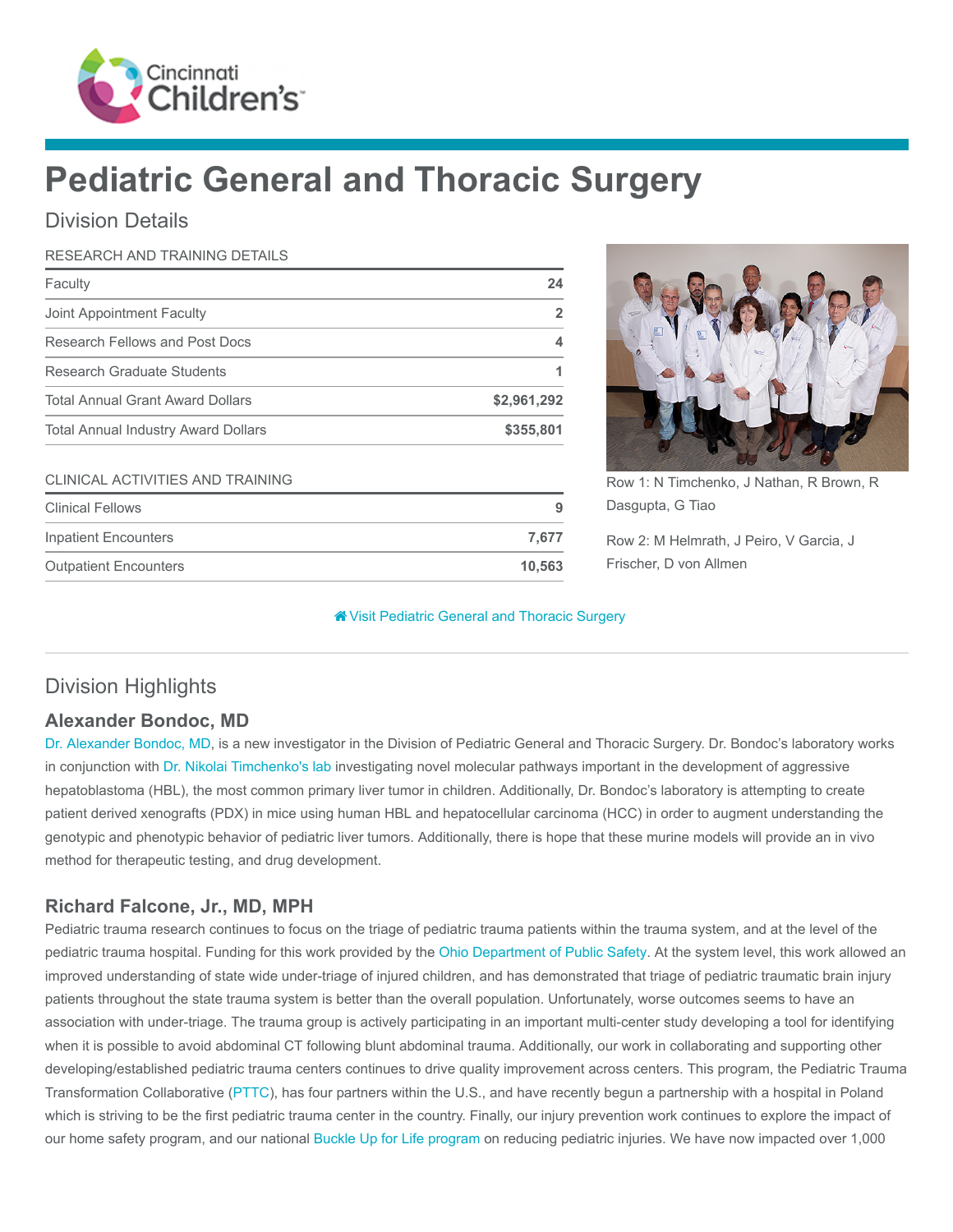Cincinnati Children's

# Pediatric General and Thoracic Surgery

## Division Details

| RESEARCH AND TRAINING DETAILS | |
|---|---|
| Faculty | 24 |
| Joint Appointment Faculty | 2 |
| Research Fellows and Post Docs | 4 |
| Research Graduate Students | 1 |
| Total Annual Grant Award Dollars | $2,961,292 |
| Total Annual Industry Award Dollars | $355,801 |

| CLINICAL ACTIVITIES AND TRAINING | |
|---|---|
| Clinical Fellows | 9 |
| Inpatient Encounters | 7,677 |
| Outpatient Encounters | 10,563 |

Row 1: N Timchenko, J Nathan, R Brown, R Dasgupta, G Tiao

Row 2: M Helmrath, J Peiro, V Garcia, J Frischer, D von Allmen

Visit Pediatric General and Thoracic Surgery

## Division Highlights

### Alexander Bondoc, MD

Dr. Alexander Bondoc, MD, is a new investigator in the Division of Pediatric General and Thoracic Surgery. Dr. Bondoc's laboratory works in conjunction with Dr. Nikolai Timchenko's lab investigating novel molecular pathways important in the development of aggressive hepatoblastoma (HBL), the most common primary liver tumor in children. Additionally, Dr. Bondoc's laboratory is attempting to create patient derived xenografts (PDX) in mice using human HBL and hepatocellular carcinoma (HCC) in order to augment understanding the genotypic and phenotypic behavior of pediatric liver tumors. Additionally, there is hope that these murine models will provide an in vivo method for therapeutic testing, and drug development.

### Richard Falcone, Jr., MD, MPH

Pediatric trauma research continues to focus on the triage of pediatric trauma patients within the trauma system, and at the level of the pediatric trauma hospital. Funding for this work provided by the Ohio Department of Public Safety. At the system level, this work allowed an improved understanding of state wide under-triage of injured children, and has demonstrated that triage of pediatric traumatic brain injury patients throughout the state trauma system is better than the overall population. Unfortunately, worse outcomes seems to have an association with under-triage. The trauma group is actively participating in an important multi-center study developing a tool for identifying when it is possible to avoid abdominal CT following blunt abdominal trauma. Additionally, our work in collaborating and supporting other developing/established pediatric trauma centers continues to drive quality improvement across centers. This program, the Pediatric Trauma Transformation Collaborative (PTTC), has four partners within the U.S., and have recently begun a partnership with a hospital in Poland which is striving to be the first pediatric trauma center in the country. Finally, our injury prevention work continues to explore the impact of our home safety program, and our national Buckle Up for Life program on reducing pediatric injuries. We have now impacted over 1,000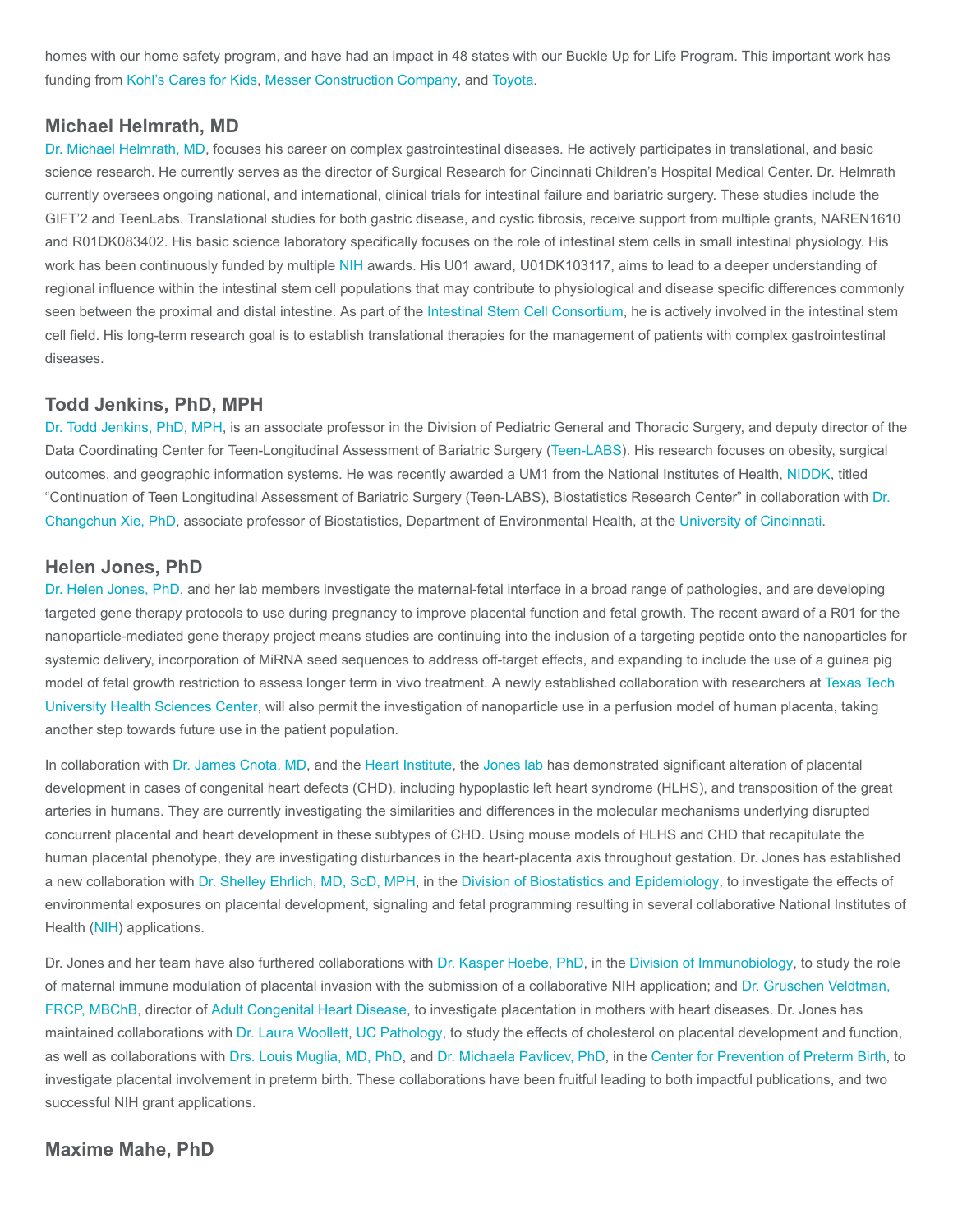homes with our home safety program, and have had an impact in 48 states with our Buckle Up for Life Program. This important work has funding from Kohl's Cares for Kids, Messer Construction Company, and Toyota.

## Michael Helmrath, MD

Dr. Michael Helmrath, MD, focuses his career on complex gastrointestinal diseases. He actively participates in translational, and basic science research. He currently serves as the director of Surgical Research for Cincinnati Children's Hospital Medical Center. Dr. Helmrath currently oversees ongoing national, and international, clinical trials for intestinal failure and bariatric surgery. These studies include the GIFT'2 and TeenLabs. Translational studies for both gastric disease, and cystic fibrosis, receive support from multiple grants, NAREN1610 and R01DK083402. His basic science laboratory specifically focuses on the role of intestinal stem cells in small intestinal physiology. His work has been continuously funded by multiple NIH awards. His U01 award, U01DK103117, aims to lead to a deeper understanding of regional influence within the intestinal stem cell populations that may contribute to physiological and disease specific differences commonly seen between the proximal and distal intestine. As part of the Intestinal Stem Cell Consortium, he is actively involved in the intestinal stem cell field. His long-term research goal is to establish translational therapies for the management of patients with complex gastrointestinal diseases.

## Todd Jenkins, PhD, MPH

Dr. Todd Jenkins, PhD, MPH, is an associate professor in the Division of Pediatric General and Thoracic Surgery, and deputy director of the Data Coordinating Center for Teen-Longitudinal Assessment of Bariatric Surgery (Teen-LABS). His research focuses on obesity, surgical outcomes, and geographic information systems. He was recently awarded a UM1 from the National Institutes of Health, NIDDK, titled "Continuation of Teen Longitudinal Assessment of Bariatric Surgery (Teen-LABS), Biostatistics Research Center" in collaboration with Dr. Changchun Xie, PhD, associate professor of Biostatistics, Department of Environmental Health, at the University of Cincinnati.

## Helen Jones, PhD

Dr. Helen Jones, PhD, and her lab members investigate the maternal-fetal interface in a broad range of pathologies, and are developing targeted gene therapy protocols to use during pregnancy to improve placental function and fetal growth. The recent award of a R01 for the nanoparticle-mediated gene therapy project means studies are continuing into the inclusion of a targeting peptide onto the nanoparticles for systemic delivery, incorporation of MiRNA seed sequences to address off-target effects, and expanding to include the use of a guinea pig model of fetal growth restriction to assess longer term in vivo treatment. A newly established collaboration with researchers at Texas Tech University Health Sciences Center, will also permit the investigation of nanoparticle use in a perfusion model of human placenta, taking another step towards future use in the patient population.

In collaboration with Dr. James Cnota, MD, and the Heart Institute, the Jones lab has demonstrated significant alteration of placental development in cases of congenital heart defects (CHD), including hypoplastic left heart syndrome (HLHS), and transposition of the great arteries in humans. They are currently investigating the similarities and differences in the molecular mechanisms underlying disrupted concurrent placental and heart development in these subtypes of CHD. Using mouse models of HLHS and CHD that recapitulate the human placental phenotype, they are investigating disturbances in the heart-placenta axis throughout gestation. Dr. Jones has established a new collaboration with Dr. Shelley Ehrlich, MD, ScD, MPH, in the Division of Biostatistics and Epidemiology, to investigate the effects of environmental exposures on placental development, signaling and fetal programming resulting in several collaborative National Institutes of Health (NIH) applications.

Dr. Jones and her team have also furthered collaborations with Dr. Kasper Hoebe, PhD, in the Division of Immunobiology, to study the role of maternal immune modulation of placental invasion with the submission of a collaborative NIH application; and Dr. Gruschen Veldtman, FRCP, MBChB, director of Adult Congenital Heart Disease, to investigate placentation in mothers with heart diseases. Dr. Jones has maintained collaborations with Dr. Laura Woollett, UC Pathology, to study the effects of cholesterol on placental development and function, as well as collaborations with Drs. Louis Muglia, MD, PhD, and Dr. Michaela Pavlicev, PhD, in the Center for Prevention of Preterm Birth, to investigate placental involvement in preterm birth. These collaborations have been fruitful leading to both impactful publications, and two successful NIH grant applications.

## Maxime Mahe, PhD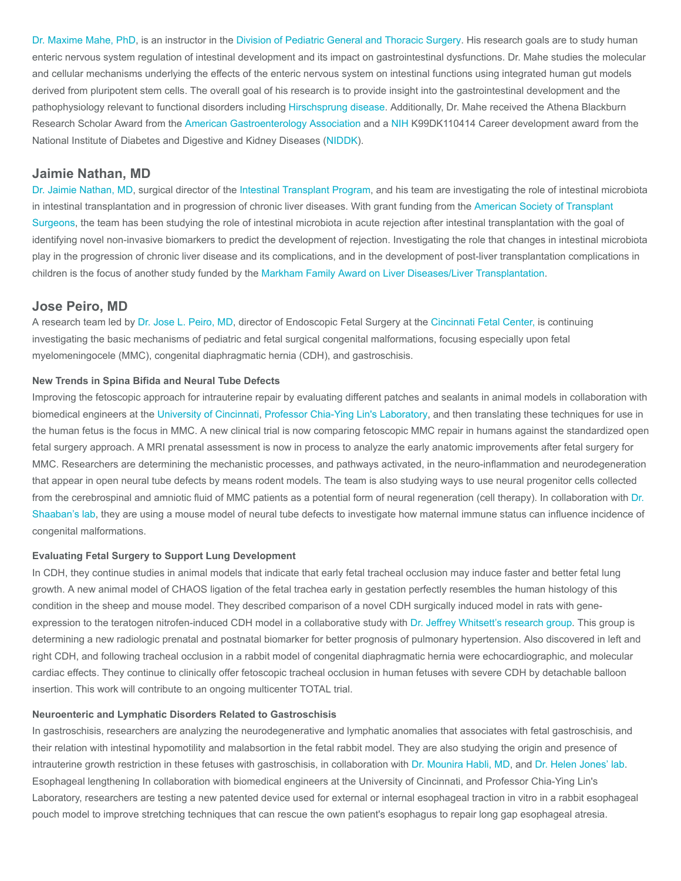Dr. Maxime Mahe, PhD, is an instructor in the Division of Pediatric General and Thoracic Surgery. His research goals are to study human enteric nervous system regulation of intestinal development and its impact on gastrointestinal dysfunctions. Dr. Mahe studies the molecular and cellular mechanisms underlying the effects of the enteric nervous system on intestinal functions using integrated human gut models derived from pluripotent stem cells. The overall goal of his research is to provide insight into the gastrointestinal development and the pathophysiology relevant to functional disorders including Hirschsprung disease. Additionally, Dr. Mahe received the Athena Blackburn Research Scholar Award from the American Gastroenterology Association and a NIH K99DK110414 Career development award from the National Institute of Diabetes and Digestive and Kidney Diseases (NIDDK).

## Jaimie Nathan, MD

Dr. Jaimie Nathan, MD, surgical director of the Intestinal Transplant Program, and his team are investigating the role of intestinal microbiota in intestinal transplantation and in progression of chronic liver diseases. With grant funding from the American Society of Transplant Surgeons, the team has been studying the role of intestinal microbiota in acute rejection after intestinal transplantation with the goal of identifying novel non-invasive biomarkers to predict the development of rejection. Investigating the role that changes in intestinal microbiota play in the progression of chronic liver disease and its complications, and in the development of post-liver transplantation complications in children is the focus of another study funded by the Markham Family Award on Liver Diseases/Liver Transplantation.

## Jose Peiro, MD

A research team led by Dr. Jose L. Peiro, MD, director of Endoscopic Fetal Surgery at the Cincinnati Fetal Center, is continuing investigating the basic mechanisms of pediatric and fetal surgical congenital malformations, focusing especially upon fetal myelomeningocele (MMC), congenital diaphragmatic hernia (CDH), and gastroschisis.

#### New Trends in Spina Bifida and Neural Tube Defects

Improving the fetoscopic approach for intrauterine repair by evaluating different patches and sealants in animal models in collaboration with biomedical engineers at the University of Cincinnati, Professor Chia-Ying Lin's Laboratory, and then translating these techniques for use in the human fetus is the focus in MMC. A new clinical trial is now comparing fetoscopic MMC repair in humans against the standardized open fetal surgery approach. A MRI prenatal assessment is now in process to analyze the early anatomic improvements after fetal surgery for MMC. Researchers are determining the mechanistic processes, and pathways activated, in the neuro-inflammation and neurodegeneration that appear in open neural tube defects by means rodent models. The team is also studying ways to use neural progenitor cells collected from the cerebrospinal and amniotic fluid of MMC patients as a potential form of neural regeneration (cell therapy). In collaboration with Dr. Shaaban's lab, they are using a mouse model of neural tube defects to investigate how maternal immune status can influence incidence of congenital malformations.

#### Evaluating Fetal Surgery to Support Lung Development

In CDH, they continue studies in animal models that indicate that early fetal tracheal occlusion may induce faster and better fetal lung growth. A new animal model of CHAOS ligation of the fetal trachea early in gestation perfectly resembles the human histology of this condition in the sheep and mouse model. They described comparison of a novel CDH surgically induced model in rats with gene-expression to the teratogen nitrofen-induced CDH model in a collaborative study with Dr. Jeffrey Whitsett's research group. This group is determining a new radiologic prenatal and postnatal biomarker for better prognosis of pulmonary hypertension. Also discovered in left and right CDH, and following tracheal occlusion in a rabbit model of congenital diaphragmatic hernia were echocardiographic, and molecular cardiac effects. They continue to clinically offer fetoscopic tracheal occlusion in human fetuses with severe CDH by detachable balloon insertion. This work will contribute to an ongoing multicenter TOTAL trial.

#### Neuroenteric and Lymphatic Disorders Related to Gastroschisis

In gastroschisis, researchers are analyzing the neurodegenerative and lymphatic anomalies that associates with fetal gastroschisis, and their relation with intestinal hypomotility and malabsortion in the fetal rabbit model. They are also studying the origin and presence of intrauterine growth restriction in these fetuses with gastroschisis, in collaboration with Dr. Mounira Habli, MD, and Dr. Helen Jones' lab. Esophageal lengthening In collaboration with biomedical engineers at the University of Cincinnati, and Professor Chia-Ying Lin's Laboratory, researchers are testing a new patented device used for external or internal esophageal traction in vitro in a rabbit esophageal pouch model to improve stretching techniques that can rescue the own patient's esophagus to repair long gap esophageal atresia.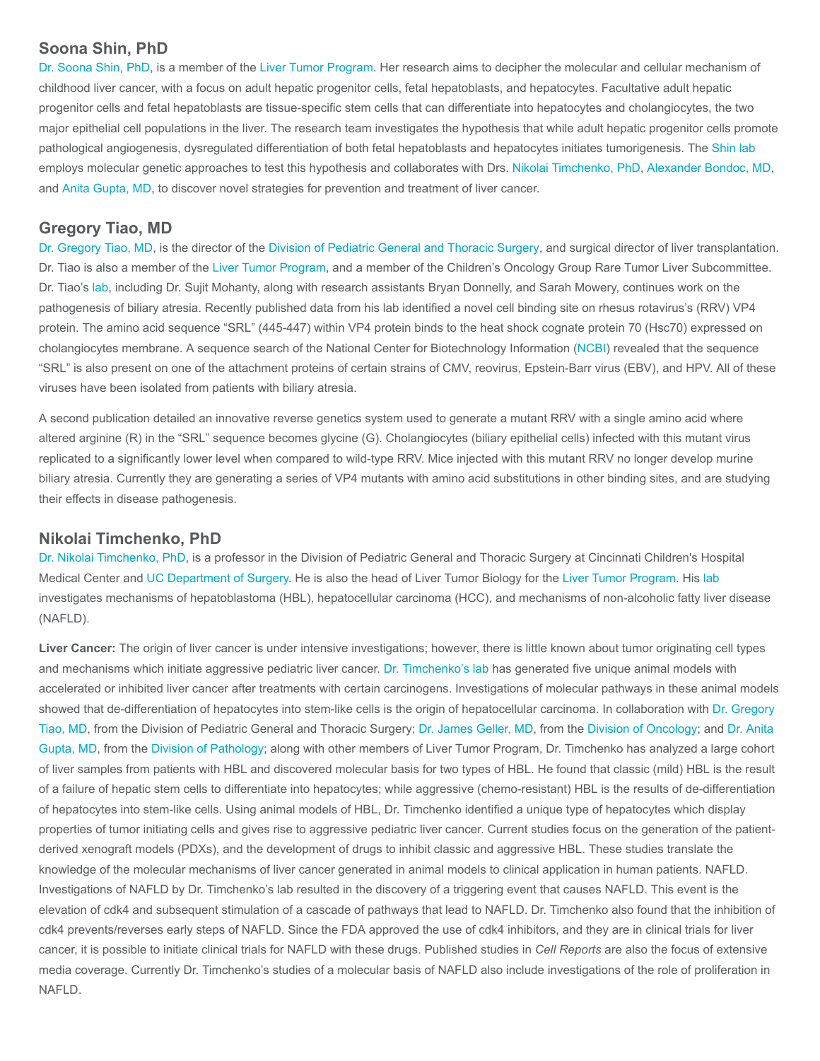## Soona Shin, PhD

Dr. Soona Shin, PhD, is a member of the Liver Tumor Program. Her research aims to decipher the molecular and cellular mechanism of childhood liver cancer, with a focus on adult hepatic progenitor cells, fetal hepatoblasts, and hepatocytes. Facultative adult hepatic progenitor cells and fetal hepatoblasts are tissue-specific stem cells that can differentiate into hepatocytes and cholangiocytes, the two major epithelial cell populations in the liver. The research team investigates the hypothesis that while adult hepatic progenitor cells promote pathological angiogenesis, dysregulated differentiation of both fetal hepatoblasts and hepatocytes initiates tumorigenesis. The Shin lab employs molecular genetic approaches to test this hypothesis and collaborates with Drs. Nikolai Timchenko, PhD, Alexander Bondoc, MD, and Anita Gupta, MD, to discover novel strategies for prevention and treatment of liver cancer.

## Gregory Tiao, MD

Dr. Gregory Tiao, MD, is the director of the Division of Pediatric General and Thoracic Surgery, and surgical director of liver transplantation. Dr. Tiao is also a member of the Liver Tumor Program, and a member of the Children's Oncology Group Rare Tumor Liver Subcommittee. Dr. Tiao's lab, including Dr. Sujit Mohanty, along with research assistants Bryan Donnelly, and Sarah Mowery, continues work on the pathogenesis of biliary atresia. Recently published data from his lab identified a novel cell binding site on rhesus rotavirus's (RRV) VP4 protein. The amino acid sequence "SRL" (445-447) within VP4 protein binds to the heat shock cognate protein 70 (Hsc70) expressed on cholangiocytes membrane. A sequence search of the National Center for Biotechnology Information (NCBI) revealed that the sequence "SRL" is also present on one of the attachment proteins of certain strains of CMV, reovirus, Epstein-Barr virus (EBV), and HPV. All of these viruses have been isolated from patients with biliary atresia.

A second publication detailed an innovative reverse genetics system used to generate a mutant RRV with a single amino acid where altered arginine (R) in the "SRL" sequence becomes glycine (G). Cholangiocytes (biliary epithelial cells) infected with this mutant virus replicated to a significantly lower level when compared to wild-type RRV. Mice injected with this mutant RRV no longer develop murine biliary atresia. Currently they are generating a series of VP4 mutants with amino acid substitutions in other binding sites, and are studying their effects in disease pathogenesis.

## Nikolai Timchenko, PhD

Dr. Nikolai Timchenko, PhD, is a professor in the Division of Pediatric General and Thoracic Surgery at Cincinnati Children's Hospital Medical Center and UC Department of Surgery. He is also the head of Liver Tumor Biology for the Liver Tumor Program. His lab investigates mechanisms of hepatoblastoma (HBL), hepatocellular carcinoma (HCC), and mechanisms of non-alcoholic fatty liver disease (NAFLD).

**Liver Cancer:** The origin of liver cancer is under intensive investigations; however, there is little known about tumor originating cell types and mechanisms which initiate aggressive pediatric liver cancer. Dr. Timchenko's lab has generated five unique animal models with accelerated or inhibited liver cancer after treatments with certain carcinogens. Investigations of molecular pathways in these animal models showed that de-differentiation of hepatocytes into stem-like cells is the origin of hepatocellular carcinoma. In collaboration with Dr. Gregory Tiao, MD, from the Division of Pediatric General and Thoracic Surgery; Dr. James Geller, MD, from the Division of Oncology; and Dr. Anita Gupta, MD, from the Division of Pathology; along with other members of Liver Tumor Program, Dr. Timchenko has analyzed a large cohort of liver samples from patients with HBL and discovered molecular basis for two types of HBL. He found that classic (mild) HBL is the result of a failure of hepatic stem cells to differentiate into hepatocytes; while aggressive (chemo-resistant) HBL is the results of de-differentiation of hepatocytes into stem-like cells. Using animal models of HBL, Dr. Timchenko identified a unique type of hepatocytes which display properties of tumor initiating cells and gives rise to aggressive pediatric liver cancer. Current studies focus on the generation of the patient-derived xenograft models (PDXs), and the development of drugs to inhibit classic and aggressive HBL. These studies translate the knowledge of the molecular mechanisms of liver cancer generated in animal models to clinical application in human patients. NAFLD. Investigations of NAFLD by Dr. Timchenko's lab resulted in the discovery of a triggering event that causes NAFLD. This event is the elevation of cdk4 and subsequent stimulation of a cascade of pathways that lead to NAFLD. Dr. Timchenko also found that the inhibition of cdk4 prevents/reverses early steps of NAFLD. Since the FDA approved the use of cdk4 inhibitors, and they are in clinical trials for liver cancer, it is possible to initiate clinical trials for NAFLD with these drugs. Published studies in *Cell Reports* are also the focus of extensive media coverage. Currently Dr. Timchenko's studies of a molecular basis of NAFLD also include investigations of the role of proliferation in NAFLD.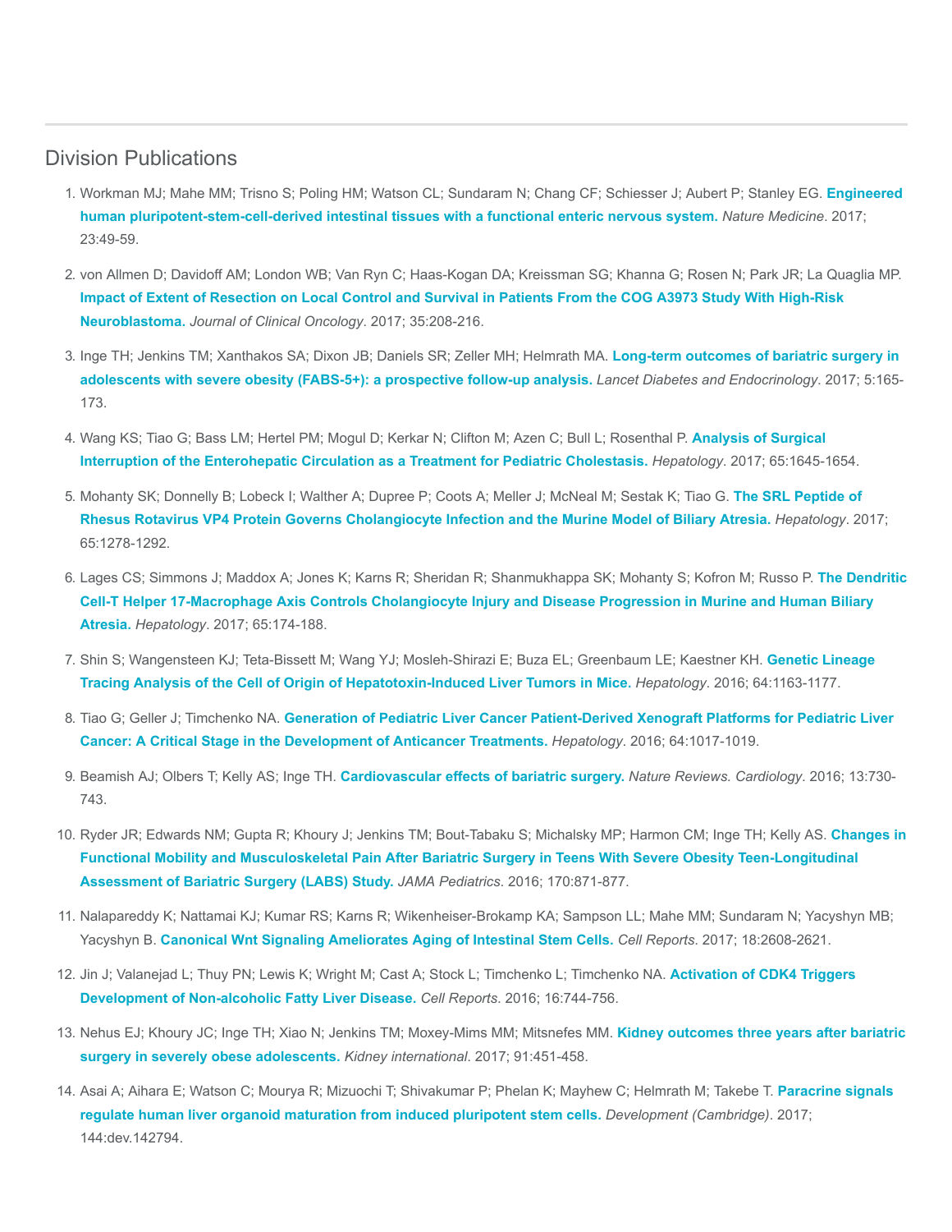## Division Publications

1. Workman MJ; Mahe MM; Trisno S; Poling HM; Watson CL; Sundaram N; Chang CF; Schiesser J; Aubert P; Stanley EG. **Engineered human pluripotent-stem-cell-derived intestinal tissues with a functional enteric nervous system.** *Nature Medicine*. 2017; 23:49-59.

2. von Allmen D; Davidoff AM; London WB; Van Ryn C; Haas-Kogan DA; Kreissman SG; Khanna G; Rosen N; Park JR; La Quaglia MP. **Impact of Extent of Resection on Local Control and Survival in Patients From the COG A3973 Study With High-Risk Neuroblastoma.** *Journal of Clinical Oncology*. 2017; 35:208-216.

3. Inge TH; Jenkins TM; Xanthakos SA; Dixon JB; Daniels SR; Zeller MH; Helmrath MA. **Long-term outcomes of bariatric surgery in adolescents with severe obesity (FABS-5+): a prospective follow-up analysis.** *Lancet Diabetes and Endocrinology*. 2017; 5:165-173.

4. Wang KS; Tiao G; Bass LM; Hertel PM; Mogul D; Kerkar N; Clifton M; Azen C; Bull L; Rosenthal P. **Analysis of Surgical Interruption of the Enterohepatic Circulation as a Treatment for Pediatric Cholestasis.** *Hepatology*. 2017; 65:1645-1654.

5. Mohanty SK; Donnelly B; Lobeck I; Walther A; Dupree P; Coots A; Meller J; McNeal M; Sestak K; Tiao G. **The SRL Peptide of Rhesus Rotavirus VP4 Protein Governs Cholangiocyte Infection and the Murine Model of Biliary Atresia.** *Hepatology*. 2017; 65:1278-1292.

6. Lages CS; Simmons J; Maddox A; Jones K; Karns R; Sheridan R; Shanmukhappa SK; Mohanty S; Kofron M; Russo P. **The Dendritic Cell-T Helper 17-Macrophage Axis Controls Cholangiocyte Injury and Disease Progression in Murine and Human Biliary Atresia.** *Hepatology*. 2017; 65:174-188.

7. Shin S; Wangensteen KJ; Teta-Bissett M; Wang YJ; Mosleh-Shirazi E; Buza EL; Greenbaum LE; Kaestner KH. **Genetic Lineage Tracing Analysis of the Cell of Origin of Hepatotoxin-Induced Liver Tumors in Mice.** *Hepatology*. 2016; 64:1163-1177.

8. Tiao G; Geller J; Timchenko NA. **Generation of Pediatric Liver Cancer Patient-Derived Xenograft Platforms for Pediatric Liver Cancer: A Critical Stage in the Development of Anticancer Treatments.** *Hepatology*. 2016; 64:1017-1019.

9. Beamish AJ; Olbers T; Kelly AS; Inge TH. **Cardiovascular effects of bariatric surgery.** *Nature Reviews. Cardiology*. 2016; 13:730-743.

10. Ryder JR; Edwards NM; Gupta R; Khoury J; Jenkins TM; Bout-Tabaku S; Michalsky MP; Harmon CM; Inge TH; Kelly AS. **Changes in Functional Mobility and Musculoskeletal Pain After Bariatric Surgery in Teens With Severe Obesity Teen-Longitudinal Assessment of Bariatric Surgery (LABS) Study.** *JAMA Pediatrics*. 2016; 170:871-877.

11. Nalapareddy K; Nattamai KJ; Kumar RS; Karns R; Wikenheiser-Brokamp KA; Sampson LL; Mahe MM; Sundaram N; Yacyshyn MB; Yacyshyn B. **Canonical Wnt Signaling Ameliorates Aging of Intestinal Stem Cells.** *Cell Reports*. 2017; 18:2608-2621.

12. Jin J; Valanejad L; Thuy PN; Lewis K; Wright M; Cast A; Stock L; Timchenko L; Timchenko NA. **Activation of CDK4 Triggers Development of Non-alcoholic Fatty Liver Disease.** *Cell Reports*. 2016; 16:744-756.

13. Nehus EJ; Khoury JC; Inge TH; Xiao N; Jenkins TM; Moxey-Mims MM; Mitsnefes MM. **Kidney outcomes three years after bariatric surgery in severely obese adolescents.** *Kidney international*. 2017; 91:451-458.

14. Asai A; Aihara E; Watson C; Mourya R; Mizuochi T; Shivakumar P; Phelan K; Mayhew C; Helmrath M; Takebe T. **Paracrine signals regulate human liver organoid maturation from induced pluripotent stem cells.** *Development (Cambridge)*. 2017; 144:dev.142794.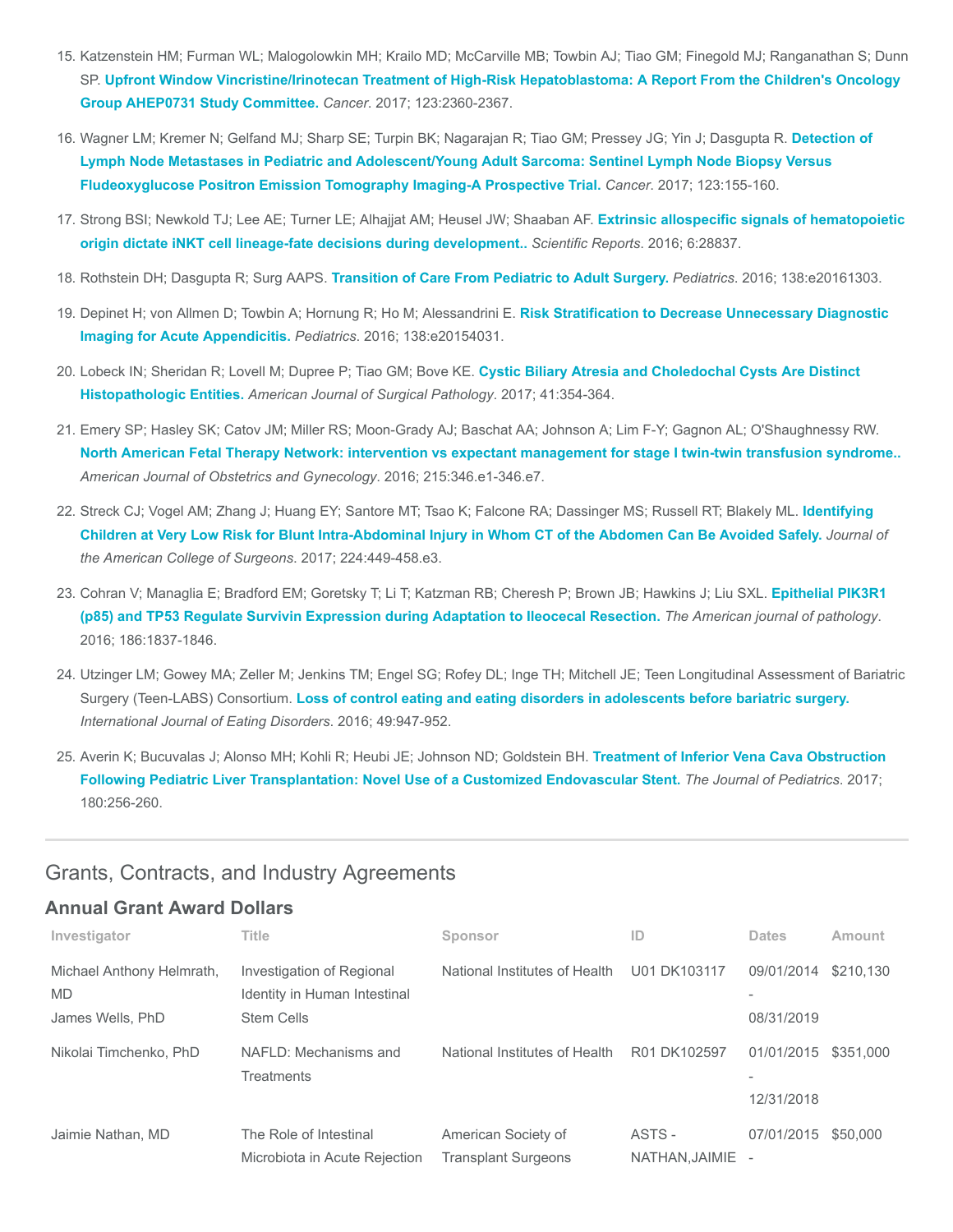15. Katzenstein HM; Furman WL; Malogolowkin MH; Krailo MD; McCarville MB; Towbin AJ; Tiao GM; Finegold MJ; Ranganathan S; Dunn SP. **Upfront Window Vincristine/Irinotecan Treatment of High-Risk Hepatoblastoma: A Report From the Children's Oncology Group AHEP0731 Study Committee.** *Cancer*. 2017; 123:2360-2367.

16. Wagner LM; Kremer N; Gelfand MJ; Sharp SE; Turpin BK; Nagarajan R; Tiao GM; Pressey JG; Yin J; Dasgupta R. **Detection of Lymph Node Metastases in Pediatric and Adolescent/Young Adult Sarcoma: Sentinel Lymph Node Biopsy Versus Fludeoxyglucose Positron Emission Tomography Imaging-A Prospective Trial.** *Cancer*. 2017; 123:155-160.

17. Strong BSI; Newkold TJ; Lee AE; Turner LE; Alhajjat AM; Heusel JW; Shaaban AF. **Extrinsic allospecific signals of hematopoietic origin dictate iNKT cell lineage-fate decisions during development..** *Scientific Reports*. 2016; 6:28837.

18. Rothstein DH; Dasgupta R; Surg AAPS. **Transition of Care From Pediatric to Adult Surgery.** *Pediatrics*. 2016; 138:e20161303.

19. Depinet H; von Allmen D; Towbin A; Hornung R; Ho M; Alessandrini E. **Risk Stratification to Decrease Unnecessary Diagnostic Imaging for Acute Appendicitis.** *Pediatrics*. 2016; 138:e20154031.

20. Lobeck IN; Sheridan R; Lovell M; Dupree P; Tiao GM; Bove KE. **Cystic Biliary Atresia and Choledochal Cysts Are Distinct Histopathologic Entities.** *American Journal of Surgical Pathology*. 2017; 41:354-364.

21. Emery SP; Hasley SK; Catov JM; Miller RS; Moon-Grady AJ; Baschat AA; Johnson A; Lim F-Y; Gagnon AL; O'Shaughnessy RW. **North American Fetal Therapy Network: intervention vs expectant management for stage I twin-twin transfusion syndrome..** *American Journal of Obstetrics and Gynecology*. 2016; 215:346.e1-346.e7.

22. Streck CJ; Vogel AM; Zhang J; Huang EY; Santore MT; Tsao K; Falcone RA; Dassinger MS; Russell RT; Blakely ML. **Identifying Children at Very Low Risk for Blunt Intra-Abdominal Injury in Whom CT of the Abdomen Can Be Avoided Safely.** *Journal of the American College of Surgeons*. 2017; 224:449-458.e3.

23. Cohran V; Managlia E; Bradford EM; Goretsky T; Li T; Katzman RB; Cheresh P; Brown JB; Hawkins J; Liu SXL. **Epithelial PIK3R1 (p85) and TP53 Regulate Survivin Expression during Adaptation to Ileocecal Resection.** *The American journal of pathology*. 2016; 186:1837-1846.

24. Utzinger LM; Gowey MA; Zeller M; Jenkins TM; Engel SG; Rofey DL; Inge TH; Mitchell JE; Teen Longitudinal Assessment of Bariatric Surgery (Teen-LABS) Consortium. **Loss of control eating and eating disorders in adolescents before bariatric surgery.** *International Journal of Eating Disorders*. 2016; 49:947-952.

25. Averin K; Bucuvalas J; Alonso MH; Kohli R; Heubi JE; Johnson ND; Goldstein BH. **Treatment of Inferior Vena Cava Obstruction Following Pediatric Liver Transplantation: Novel Use of a Customized Endovascular Stent.** *The Journal of Pediatrics*. 2017; 180:256-260.

## Grants, Contracts, and Industry Agreements

### Annual Grant Award Dollars

| Investigator | Title | Sponsor | ID | Dates | Amount |
|---|---|---|---|---|---|
| Michael Anthony Helmrath, MD<br>James Wells, PhD | Investigation of Regional Identity in Human Intestinal Stem Cells | National Institutes of Health | U01 DK103117 | 09/01/2014 - 08/31/2019 | $210,130 |
| Nikolai Timchenko, PhD | NAFLD: Mechanisms and Treatments | National Institutes of Health | R01 DK102597 | 01/01/2015 - 12/31/2018 | $351,000 |
| Jaimie Nathan, MD | The Role of Intestinal Microbiota in Acute Rejection | American Society of Transplant Surgeons | ASTS - NATHAN,JAIMIE | 07/01/2015 - | $50,000 |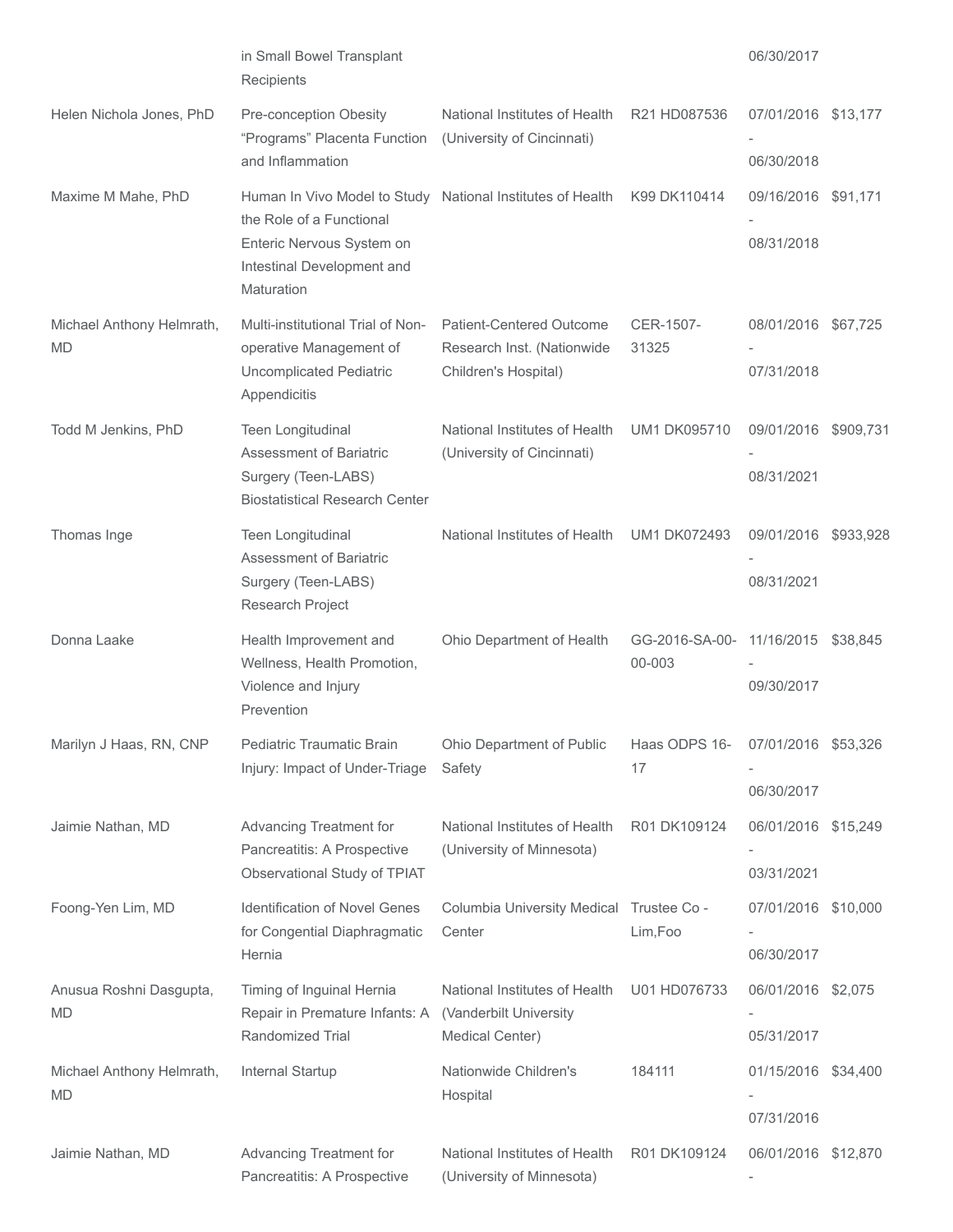|  | in Small Bowel Transplant Recipients |  |  | 06/30/2017 |  |
|---|---|---|---|---|---|
| Helen Nichola Jones, PhD | Pre-conception Obesity “Programs” Placenta Function and Inflammation | National Institutes of Health (University of Cincinnati) | R21 HD087536 | 07/01/2016 - 06/30/2018 | $13,177 |
| Maxime M Mahe, PhD | Human In Vivo Model to Study the Role of a Functional Enteric Nervous System on Intestinal Development and Maturation | National Institutes of Health | K99 DK110414 | 09/16/2016 - 08/31/2018 | $91,171 |
| Michael Anthony Helmrath, MD | Multi-institutional Trial of Non-operative Management of Uncomplicated Pediatric Appendicitis | Patient-Centered Outcome Research Inst. (Nationwide Children's Hospital) | CER-1507-31325 | 08/01/2016 - 07/31/2018 | $67,725 |
| Todd M Jenkins, PhD | Teen Longitudinal Assessment of Bariatric Surgery (Teen-LABS) Biostatistical Research Center | National Institutes of Health (University of Cincinnati) | UM1 DK095710 | 09/01/2016 - 08/31/2021 | $909,731 |
| Thomas Inge | Teen Longitudinal Assessment of Bariatric Surgery (Teen-LABS) Research Project | National Institutes of Health | UM1 DK072493 | 09/01/2016 - 08/31/2021 | $933,928 |
| Donna Laake | Health Improvement and Wellness, Health Promotion, Violence and Injury Prevention | Ohio Department of Health | GG-2016-SA-00-00-003 | 11/16/2015 - 09/30/2017 | $38,845 |
| Marilyn J Haas, RN, CNP | Pediatric Traumatic Brain Injury: Impact of Under-Triage | Ohio Department of Public Safety | Haas ODPS 16-17 | 07/01/2016 - 06/30/2017 | $53,326 |
| Jaimie Nathan, MD | Advancing Treatment for Pancreatitis: A Prospective Observational Study of TPIAT | National Institutes of Health (University of Minnesota) | R01 DK109124 | 06/01/2016 - 03/31/2021 | $15,249 |
| Foong-Yen Lim, MD | Identification of Novel Genes for Congential Diaphragmatic Hernia | Columbia University Medical Center | Trustee Co - Lim,Foo | 07/01/2016 - 06/30/2017 | $10,000 |
| Anusua Roshni Dasgupta, MD | Timing of Inguinal Hernia Repair in Premature Infants: A Randomized Trial | National Institutes of Health (Vanderbilt University Medical Center) | U01 HD076733 | 06/01/2016 - 05/31/2017 | $2,075 |
| Michael Anthony Helmrath, MD | Internal Startup | Nationwide Children's Hospital | 184111 | 01/15/2016 - 07/31/2016 | $34,400 |
| Jaimie Nathan, MD | Advancing Treatment for Pancreatitis: A Prospective | National Institutes of Health (University of Minnesota) | R01 DK109124 | 06/01/2016 - | $12,870 |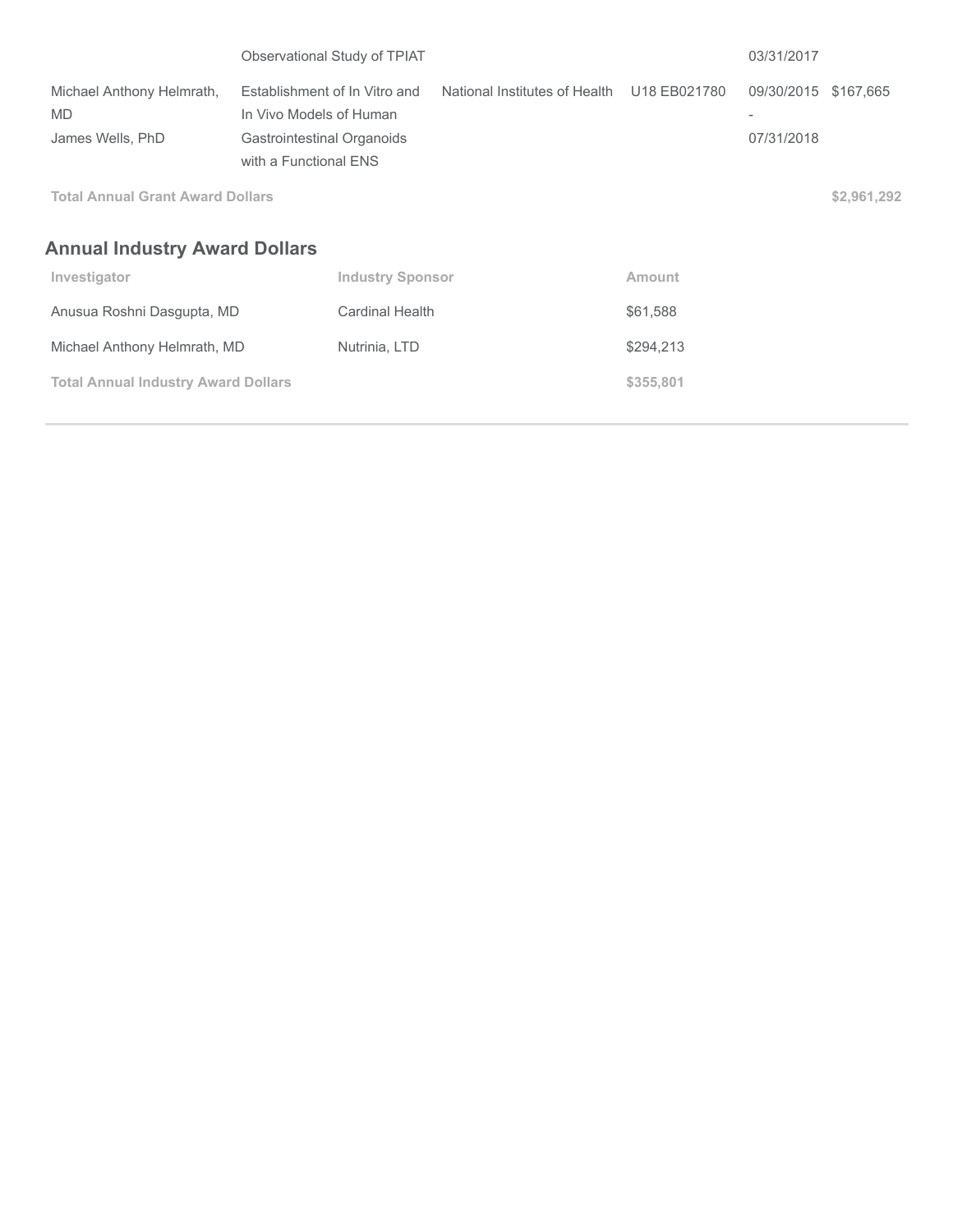| | | | | | |
|---|---|---|---|---|---|
| | Observational Study of TPIAT | | | 03/31/2017 | |
| Michael Anthony Helmrath, MD<br>James Wells, PhD | Establishment of In Vitro and In Vivo Models of Human Gastrointestinal Organoids with a Functional ENS | National Institutes of Health | U18 EB021780 | 09/30/2015 - 07/31/2018 | $167,665 |
| **Total Annual Grant Award Dollars** | | | | | **$2,961,292** |

## Annual Industry Award Dollars

| Investigator | Industry Sponsor | Amount |
|---|---|---|
| Anusua Roshni Dasgupta, MD | Cardinal Health | $61,588 |
| Michael Anthony Helmrath, MD | Nutrinia, LTD | $294,213 |
| **Total Annual Industry Award Dollars** | | **$355,801** |